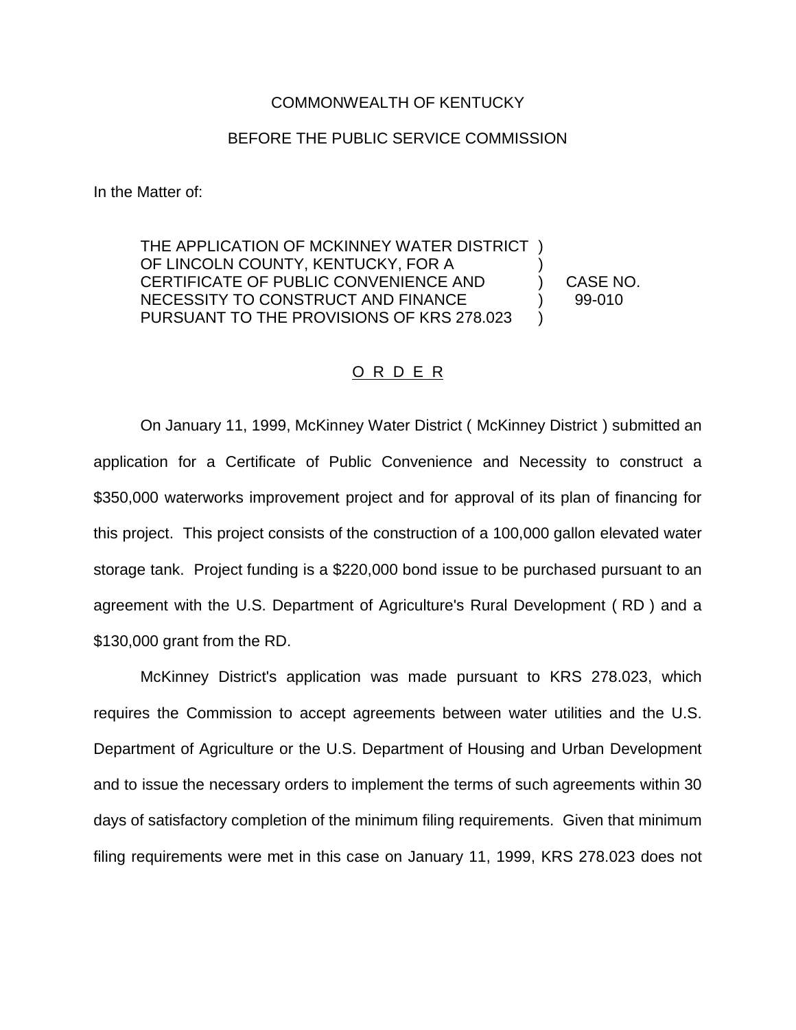COMMONWEALTH OF KENTUCKY

BEFORE THE PUBLIC SERVICE COMMISSION

In the Matter of:

THE APPLICATION OF MCKINNEY WATER DISTRICT OF LINCOLN COUNTY, KENTUCKY, FOR A CERTIFICATE OF PUBLIC CONVENIENCE AND NECESSITY TO CONSTRUCT AND FINANCE PURSUANT TO THE PROVISIONS OF KRS 278.023 ) CASE NO. 99-010

O R D E R

On January 11, 1999, McKinney Water District ( McKinney District ) submitted an application for a Certificate of Public Convenience and Necessity to construct a $350,000 waterworks improvement project and for approval of its plan of financing for this project. This project consists of the construction of a 100,000 gallon elevated water storage tank. Project funding is a $220,000 bond issue to be purchased pursuant to an agreement with the U.S. Department of Agriculture's Rural Development ( RD ) and a $130,000 grant from the RD.

McKinney District's application was made pursuant to KRS 278.023, which requires the Commission to accept agreements between water utilities and the U.S. Department of Agriculture or the U.S. Department of Housing and Urban Development and to issue the necessary orders to implement the terms of such agreements within 30 days of satisfactory completion of the minimum filing requirements. Given that minimum filing requirements were met in this case on January 11, 1999, KRS 278.023 does not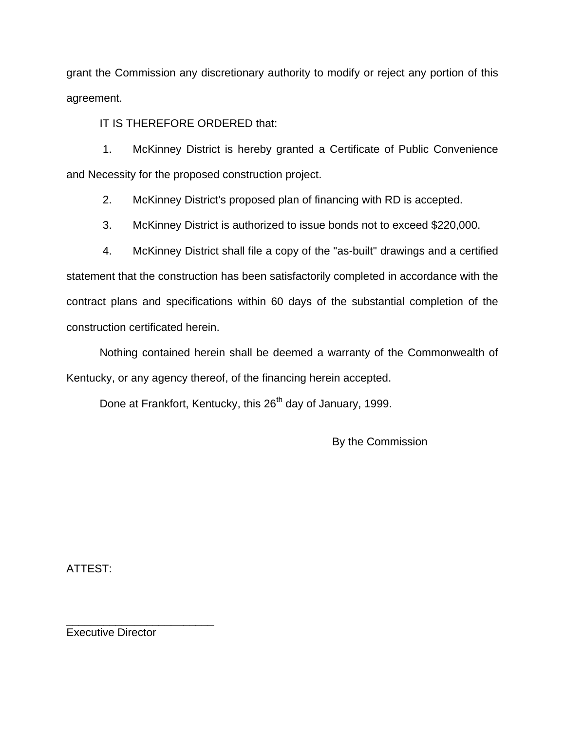grant the Commission any discretionary authority to modify or reject any portion of this agreement.

IT IS THEREFORE ORDERED that:

1. McKinney District is hereby granted a Certificate of Public Convenience and Necessity for the proposed construction project.

2. McKinney District's proposed plan of financing with RD is accepted.

3. McKinney District is authorized to issue bonds not to exceed $220,000.

4. McKinney District shall file a copy of the "as-built" drawings and a certified statement that the construction has been satisfactorily completed in accordance with the contract plans and specifications within 60 days of the substantial completion of the construction certificated herein.

Nothing contained herein shall be deemed a warranty of the Commonwealth of Kentucky, or any agency thereof, of the financing herein accepted.

Done at Frankfort, Kentucky, this 26th day of January, 1999.

By the Commission

ATTEST:

________________________
Executive Director